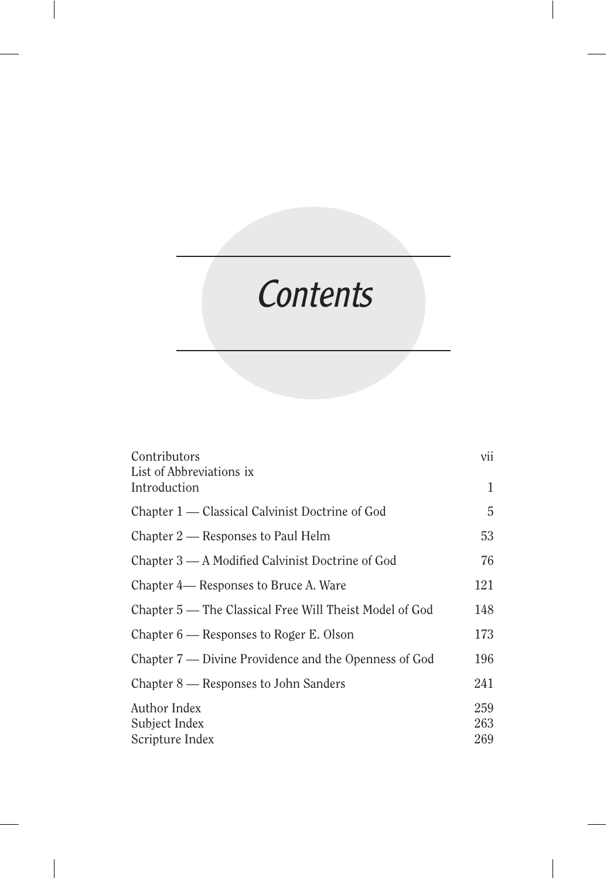# *Contents*

| | |
|---|---|
| Contributors | vii |
| List of Abbreviations ix | |
| Introduction | 1 |
| Chapter 1 — Classical Calvinist Doctrine of God | 5 |
| Chapter 2 — Responses to Paul Helm | 53 |
| Chapter 3 — A Modified Calvinist Doctrine of God | 76 |
| Chapter 4— Responses to Bruce A. Ware | 121 |
| Chapter 5 — The Classical Free Will Theist Model of God | 148 |
| Chapter 6 — Responses to Roger E. Olson | 173 |
| Chapter 7 — Divine Providence and the Openness of God | 196 |
| Chapter 8 — Responses to John Sanders | 241 |
| Author Index | 259 |
| Subject Index | 263 |
| Scripture Index | 269 |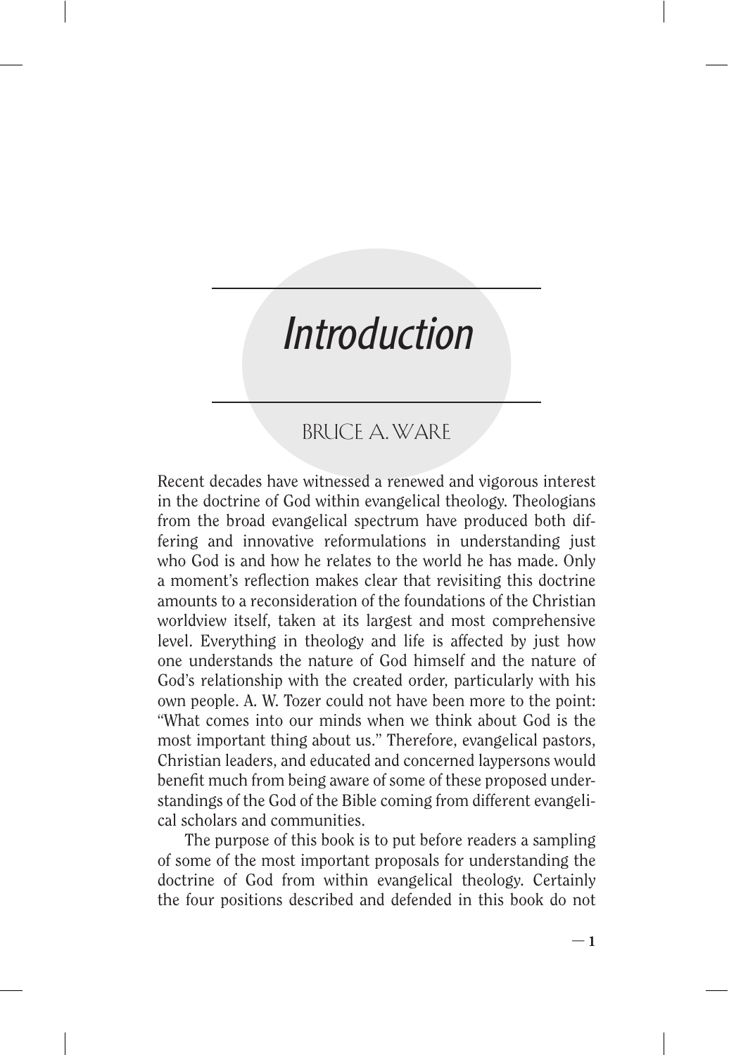# Introduction

BRUCE A. WARE

Recent decades have witnessed a renewed and vigorous interest in the doctrine of God within evangelical theology. Theologians from the broad evangelical spectrum have produced both differing and innovative reformulations in understanding just who God is and how he relates to the world he has made. Only a moment's reflection makes clear that revisiting this doctrine amounts to a reconsideration of the foundations of the Christian worldview itself, taken at its largest and most comprehensive level. Everything in theology and life is affected by just how one understands the nature of God himself and the nature of God's relationship with the created order, particularly with his own people. A. W. Tozer could not have been more to the point: "What comes into our minds when we think about God is the most important thing about us." Therefore, evangelical pastors, Christian leaders, and educated and concerned laypersons would benefit much from being aware of some of these proposed understandings of the God of the Bible coming from different evangelical scholars and communities.

The purpose of this book is to put before readers a sampling of some of the most important proposals for understanding the doctrine of God from within evangelical theology. Certainly the four positions described and defended in this book do not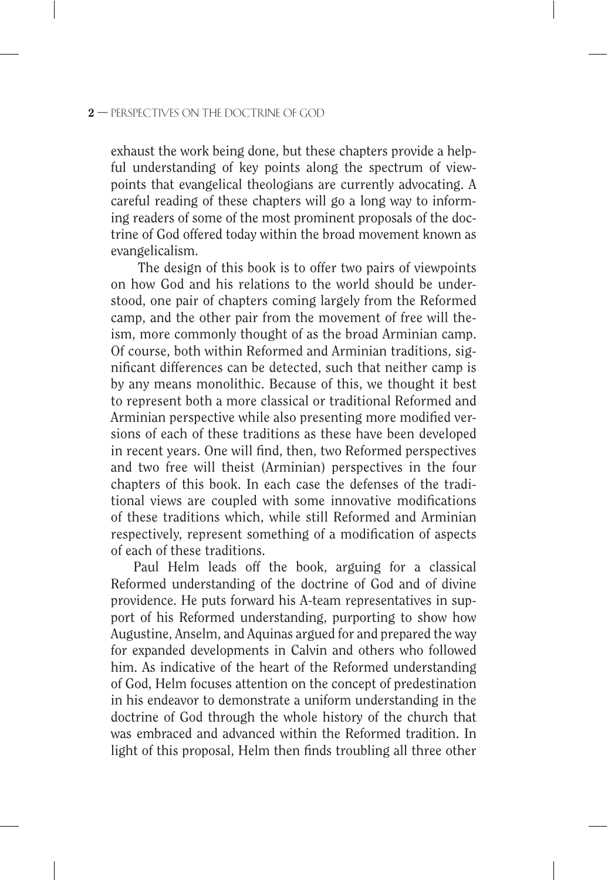exhaust the work being done, but these chapters provide a helpful understanding of key points along the spectrum of viewpoints that evangelical theologians are currently advocating. A careful reading of these chapters will go a long way to informing readers of some of the most prominent proposals of the doctrine of God offered today within the broad movement known as evangelicalism.

The design of this book is to offer two pairs of viewpoints on how God and his relations to the world should be understood, one pair of chapters coming largely from the Reformed camp, and the other pair from the movement of free will theism, more commonly thought of as the broad Arminian camp. Of course, both within Reformed and Arminian traditions, significant differences can be detected, such that neither camp is by any means monolithic. Because of this, we thought it best to represent both a more classical or traditional Reformed and Arminian perspective while also presenting more modified versions of each of these traditions as these have been developed in recent years. One will find, then, two Reformed perspectives and two free will theist (Arminian) perspectives in the four chapters of this book. In each case the defenses of the traditional views are coupled with some innovative modifications of these traditions which, while still Reformed and Arminian respectively, represent something of a modification of aspects of each of these traditions.

Paul Helm leads off the book, arguing for a classical Reformed understanding of the doctrine of God and of divine providence. He puts forward his A-team representatives in support of his Reformed understanding, purporting to show how Augustine, Anselm, and Aquinas argued for and prepared the way for expanded developments in Calvin and others who followed him. As indicative of the heart of the Reformed understanding of God, Helm focuses attention on the concept of predestination in his endeavor to demonstrate a uniform understanding in the doctrine of God through the whole history of the church that was embraced and advanced within the Reformed tradition. In light of this proposal, Helm then finds troubling all three other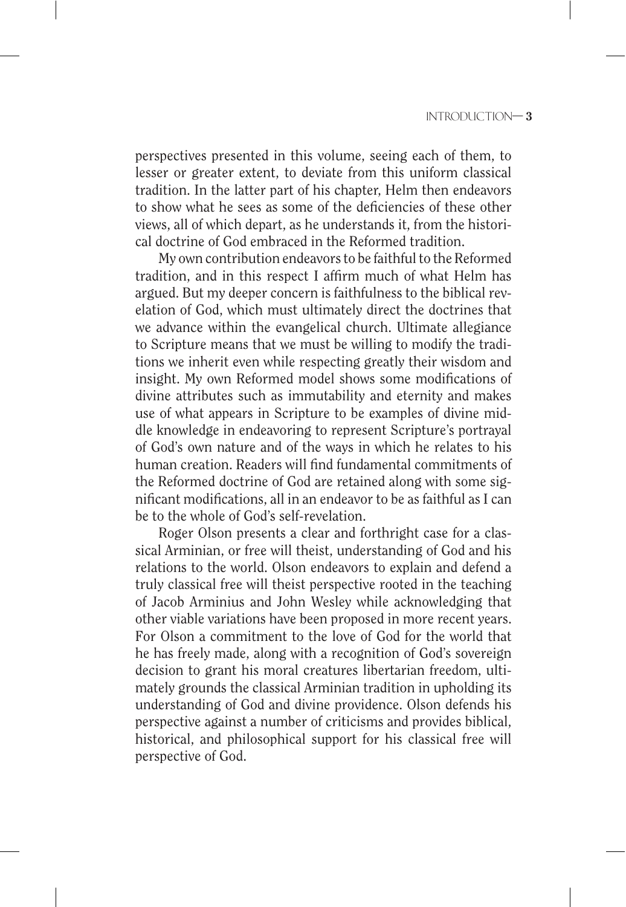perspectives presented in this volume, seeing each of them, to lesser or greater extent, to deviate from this uniform classical tradition. In the latter part of his chapter, Helm then endeavors to show what he sees as some of the deficiencies of these other views, all of which depart, as he understands it, from the historical doctrine of God embraced in the Reformed tradition.

My own contribution endeavors to be faithful to the Reformed tradition, and in this respect I affirm much of what Helm has argued. But my deeper concern is faithfulness to the biblical revelation of God, which must ultimately direct the doctrines that we advance within the evangelical church. Ultimate allegiance to Scripture means that we must be willing to modify the traditions we inherit even while respecting greatly their wisdom and insight. My own Reformed model shows some modifications of divine attributes such as immutability and eternity and makes use of what appears in Scripture to be examples of divine middle knowledge in endeavoring to represent Scripture's portrayal of God's own nature and of the ways in which he relates to his human creation. Readers will find fundamental commitments of the Reformed doctrine of God are retained along with some significant modifications, all in an endeavor to be as faithful as I can be to the whole of God's self-revelation.

Roger Olson presents a clear and forthright case for a classical Arminian, or free will theist, understanding of God and his relations to the world. Olson endeavors to explain and defend a truly classical free will theist perspective rooted in the teaching of Jacob Arminius and John Wesley while acknowledging that other viable variations have been proposed in more recent years. For Olson a commitment to the love of God for the world that he has freely made, along with a recognition of God's sovereign decision to grant his moral creatures libertarian freedom, ultimately grounds the classical Arminian tradition in upholding its understanding of God and divine providence. Olson defends his perspective against a number of criticisms and provides biblical, historical, and philosophical support for his classical free will perspective of God.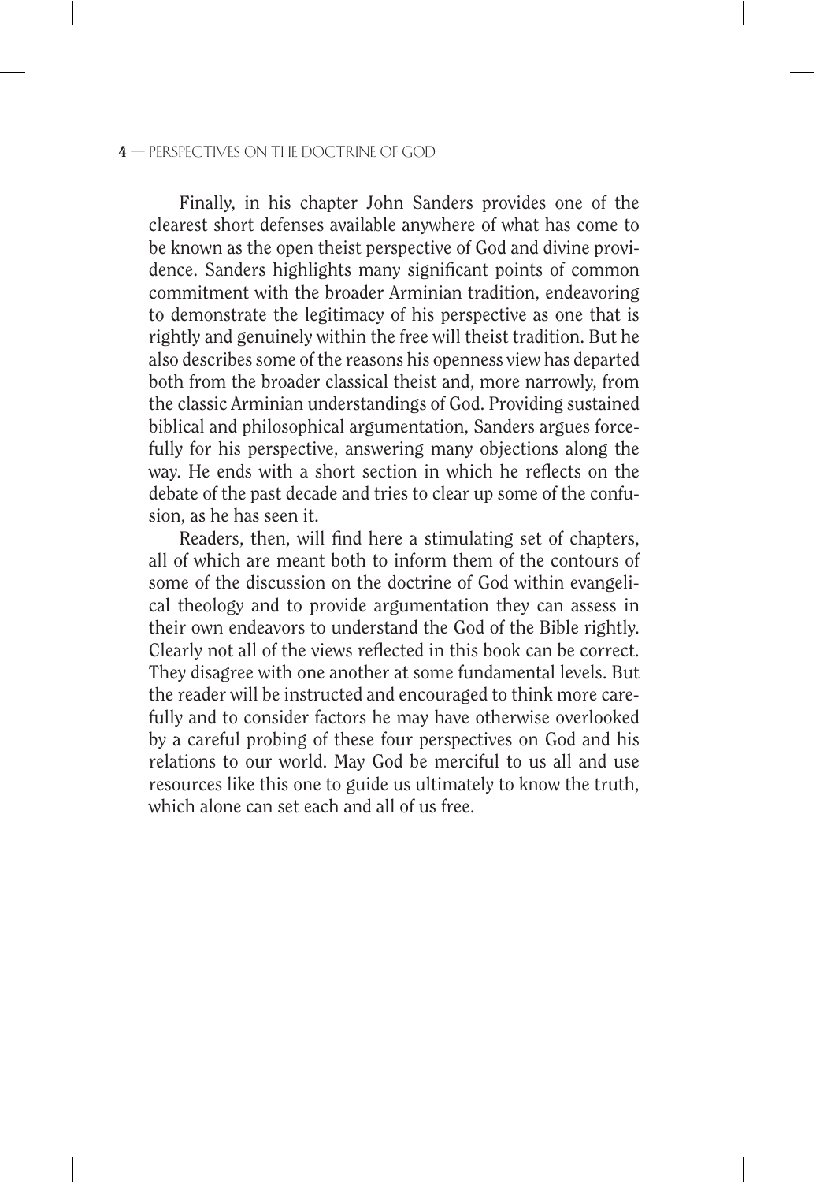Finally, in his chapter John Sanders provides one of the clearest short defenses available anywhere of what has come to be known as the open theist perspective of God and divine providence. Sanders highlights many significant points of common commitment with the broader Arminian tradition, endeavoring to demonstrate the legitimacy of his perspective as one that is rightly and genuinely within the free will theist tradition. But he also describes some of the reasons his openness view has departed both from the broader classical theist and, more narrowly, from the classic Arminian understandings of God. Providing sustained biblical and philosophical argumentation, Sanders argues forcefully for his perspective, answering many objections along the way. He ends with a short section in which he reflects on the debate of the past decade and tries to clear up some of the confusion, as he has seen it.

Readers, then, will find here a stimulating set of chapters, all of which are meant both to inform them of the contours of some of the discussion on the doctrine of God within evangelical theology and to provide argumentation they can assess in their own endeavors to understand the God of the Bible rightly. Clearly not all of the views reflected in this book can be correct. They disagree with one another at some fundamental levels. But the reader will be instructed and encouraged to think more carefully and to consider factors he may have otherwise overlooked by a careful probing of these four perspectives on God and his relations to our world. May God be merciful to us all and use resources like this one to guide us ultimately to know the truth, which alone can set each and all of us free.